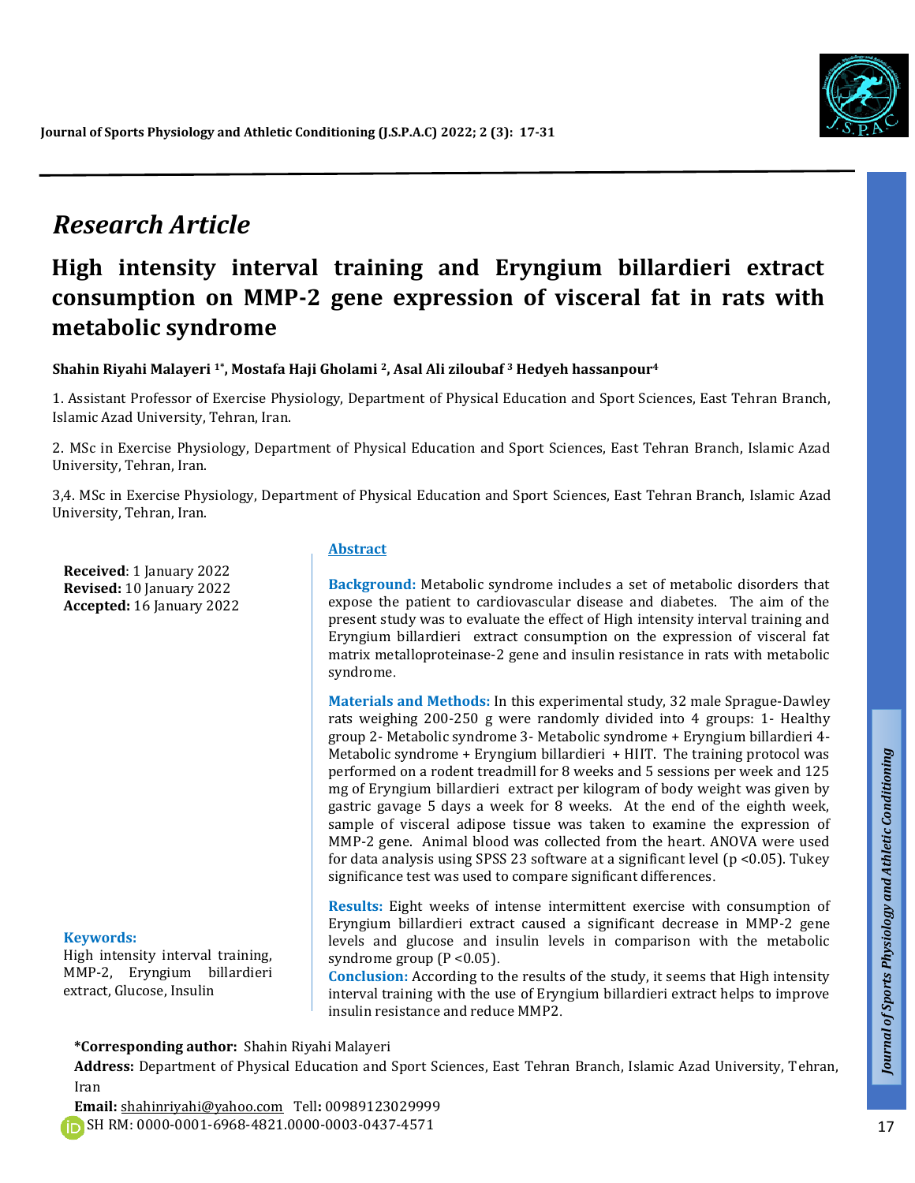## Research Article

# High intensity interval training and Eryngium billardieri extract consumption on MMP-2 gene expression of visceral fat in rats with metabolic syndrome

**Shahin Riyahi Malayeri [1*], Mostafa Haji Gholami [2], Asal Ali ziloubaf [3] Hedyeh hassanpour[4]**

1. Assistant Professor of Exercise Physiology, Department of Physical Education and Sport Sciences, East Tehran Branch, Islamic Azad University, Tehran, Iran.

2. MSc in Exercise Physiology, Department of Physical Education and Sport Sciences, East Tehran Branch, Islamic Azad University, Tehran, Iran.

3,4. MSc in Exercise Physiology, Department of Physical Education and Sport Sciences, East Tehran Branch, Islamic Azad University, Tehran, Iran.

**Received**: 1 January 2022
**Revised:** 10 January 2022
**Accepted:** 16 January 2022

**Keywords:**
High intensity interval training, MMP-2, Eryngium billardieri extract, Glucose, Insulin

## Abstract

**Background:** Metabolic syndrome includes a set of metabolic disorders that expose the patient to cardiovascular disease and diabetes. The aim of the present study was to evaluate the effect of High intensity interval training and Eryngium billardieri extract consumption on the expression of visceral fat matrix metalloproteinase-2 gene and insulin resistance in rats with metabolic syndrome.

**Materials and Methods:** In this experimental study, 32 male Sprague-Dawley rats weighing 200-250 g were randomly divided into 4 groups: 1- Healthy group 2- Metabolic syndrome 3- Metabolic syndrome + Eryngium billardieri 4- Metabolic syndrome + Eryngium billardieri + HIIT. The training protocol was performed on a rodent treadmill for 8 weeks and 5 sessions per week and 125 mg of Eryngium billardieri extract per kilogram of body weight was given by gastric gavage 5 days a week for 8 weeks. At the end of the eighth week, sample of visceral adipose tissue was taken to examine the expression of MMP-2 gene. Animal blood was collected from the heart. ANOVA were used for data analysis using SPSS 23 software at a significant level ($p < 0.05$). Tukey significance test was used to compare significant differences.

**Results:** Eight weeks of intense intermittent exercise with consumption of Eryngium billardieri extract caused a significant decrease in MMP-2 gene levels and glucose and insulin levels in comparison with the metabolic syndrome group ($P < 0.05$).

**Conclusion:** According to the results of the study, it seems that High intensity interval training with the use of Eryngium billardieri extract helps to improve insulin resistance and reduce MMP2.

**\*Corresponding author:** Shahin Riyahi Malayeri
**Address:** Department of Physical Education and Sport Sciences, East Tehran Branch, Islamic Azad University, Tehran, Iran
**Email:** shahinriyahi@yahoo.com Tell**:** 00989123029999
SH RM: 0000-0001-6968-4821.0000-0003-0437-4571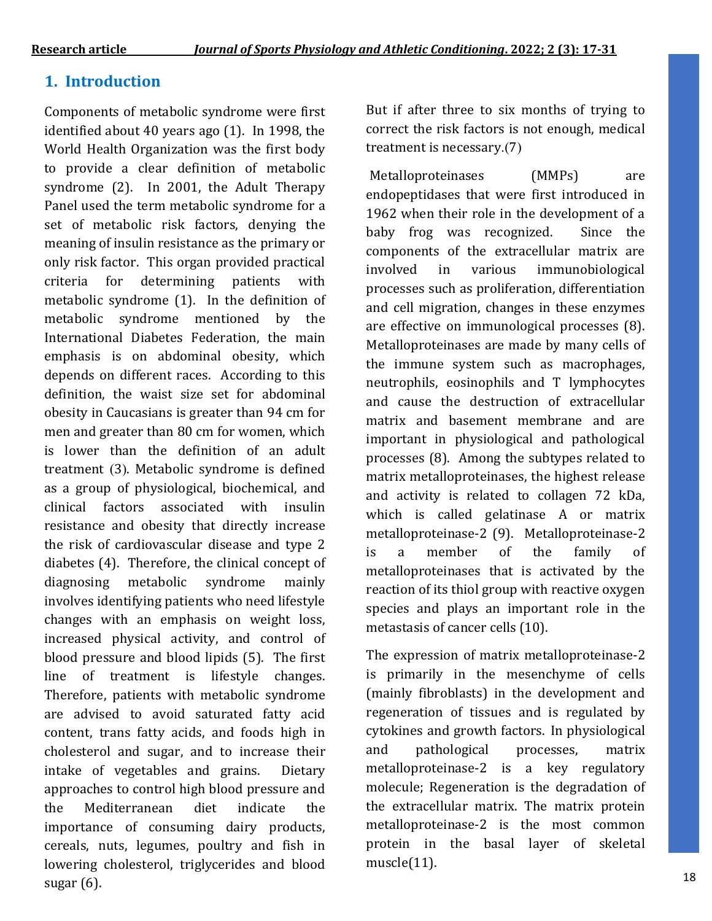## 1. Introduction

Components of metabolic syndrome were first identified about 40 years ago (1). In 1998, the World Health Organization was the first body to provide a clear definition of metabolic syndrome (2). In 2001, the Adult Therapy Panel used the term metabolic syndrome for a set of metabolic risk factors, denying the meaning of insulin resistance as the primary or only risk factor. This organ provided practical criteria for determining patients with metabolic syndrome (1). In the definition of metabolic syndrome mentioned by the International Diabetes Federation, the main emphasis is on abdominal obesity, which depends on different races. According to this definition, the waist size set for abdominal obesity in Caucasians is greater than 94 cm for men and greater than 80 cm for women, which is lower than the definition of an adult treatment (3). Metabolic syndrome is defined as a group of physiological, biochemical, and clinical factors associated with insulin resistance and obesity that directly increase the risk of cardiovascular disease and type 2 diabetes (4). Therefore, the clinical concept of diagnosing metabolic syndrome mainly involves identifying patients who need lifestyle changes with an emphasis on weight loss, increased physical activity, and control of blood pressure and blood lipids (5). The first line of treatment is lifestyle changes. Therefore, patients with metabolic syndrome are advised to avoid saturated fatty acid content, trans fatty acids, and foods high in cholesterol and sugar, and to increase their intake of vegetables and grains. Dietary approaches to control high blood pressure and the Mediterranean diet indicate the importance of consuming dairy products, cereals, nuts, legumes, poultry and fish in lowering cholesterol, triglycerides and blood sugar (6). But if after three to six months of trying to correct the risk factors is not enough, medical treatment is necessary.(7)

Metalloproteinases (MMPs) are endopeptidases that were first introduced in 1962 when their role in the development of a baby frog was recognized. Since the components of the extracellular matrix are involved in various immunobiological processes such as proliferation, differentiation and cell migration, changes in these enzymes are effective on immunological processes (8). Metalloproteinases are made by many cells of the immune system such as macrophages, neutrophils, eosinophils and T lymphocytes and cause the destruction of extracellular matrix and basement membrane and are important in physiological and pathological processes (8). Among the subtypes related to matrix metalloproteinases, the highest release and activity is related to collagen 72 kDa, which is called gelatinase A or matrix metalloproteinase-2 (9). Metalloproteinase-2 is a member of the family of metalloproteinases that is activated by the reaction of its thiol group with reactive oxygen species and plays an important role in the metastasis of cancer cells (10).

The expression of matrix metalloproteinase-2 is primarily in the mesenchyme of cells (mainly fibroblasts) in the development and regeneration of tissues and is regulated by cytokines and growth factors. In physiological and pathological processes, matrix metalloproteinase-2 is a key regulatory molecule; Regeneration is the degradation of the extracellular matrix. The matrix protein metalloproteinase-2 is the most common protein in the basal layer of skeletal muscle(11).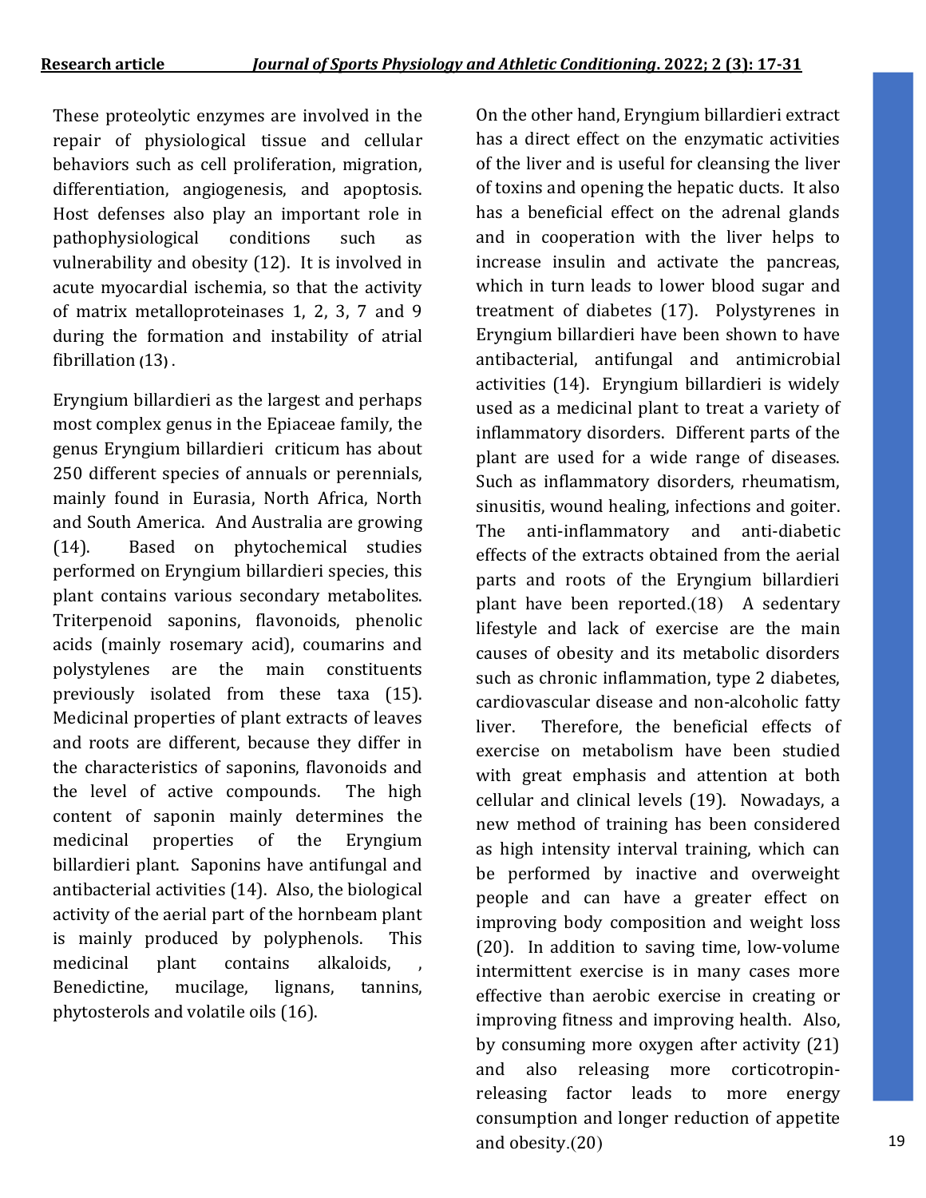These proteolytic enzymes are involved in the repair of physiological tissue and cellular behaviors such as cell proliferation, migration, differentiation, angiogenesis, and apoptosis. Host defenses also play an important role in pathophysiological conditions such as vulnerability and obesity (12). It is involved in acute myocardial ischemia, so that the activity of matrix metalloproteinases 1, 2, 3, 7 and 9 during the formation and instability of atrial fibrillation (13) .

Eryngium billardieri as the largest and perhaps most complex genus in the Epiaceae family, the genus Eryngium billardieri criticum has about 250 different species of annuals or perennials, mainly found in Eurasia, North Africa, North and South America. And Australia are growing (14). Based on phytochemical studies performed on Eryngium billardieri species, this plant contains various secondary metabolites. Triterpenoid saponins, flavonoids, phenolic acids (mainly rosemary acid), coumarins and polystylenes are the main constituents previously isolated from these taxa (15). Medicinal properties of plant extracts of leaves and roots are different, because they differ in the characteristics of saponins, flavonoids and the level of active compounds. The high content of saponin mainly determines the medicinal properties of the Eryngium billardieri plant. Saponins have antifungal and antibacterial activities (14). Also, the biological activity of the aerial part of the hornbeam plant is mainly produced by polyphenols. This medicinal plant contains alkaloids, , Benedictine, mucilage, lignans, tannins, phytosterols and volatile oils (16).

On the other hand, Eryngium billardieri extract has a direct effect on the enzymatic activities of the liver and is useful for cleansing the liver of toxins and opening the hepatic ducts. It also has a beneficial effect on the adrenal glands and in cooperation with the liver helps to increase insulin and activate the pancreas, which in turn leads to lower blood sugar and treatment of diabetes (17). Polystyrenes in Eryngium billardieri have been shown to have antibacterial, antifungal and antimicrobial activities (14). Eryngium billardieri is widely used as a medicinal plant to treat a variety of inflammatory disorders. Different parts of the plant are used for a wide range of diseases. Such as inflammatory disorders, rheumatism, sinusitis, wound healing, infections and goiter. The anti-inflammatory and anti-diabetic effects of the extracts obtained from the aerial parts and roots of the Eryngium billardieri plant have been reported.(18) A sedentary lifestyle and lack of exercise are the main causes of obesity and its metabolic disorders such as chronic inflammation, type 2 diabetes, cardiovascular disease and non-alcoholic fatty liver. Therefore, the beneficial effects of exercise on metabolism have been studied with great emphasis and attention at both cellular and clinical levels (19). Nowadays, a new method of training has been considered as high intensity interval training, which can be performed by inactive and overweight people and can have a greater effect on improving body composition and weight loss (20). In addition to saving time, low-volume intermittent exercise is in many cases more effective than aerobic exercise in creating or improving fitness and improving health. Also, by consuming more oxygen after activity (21) and also releasing more corticotropin-releasing factor leads to more energy consumption and longer reduction of appetite and obesity.(20)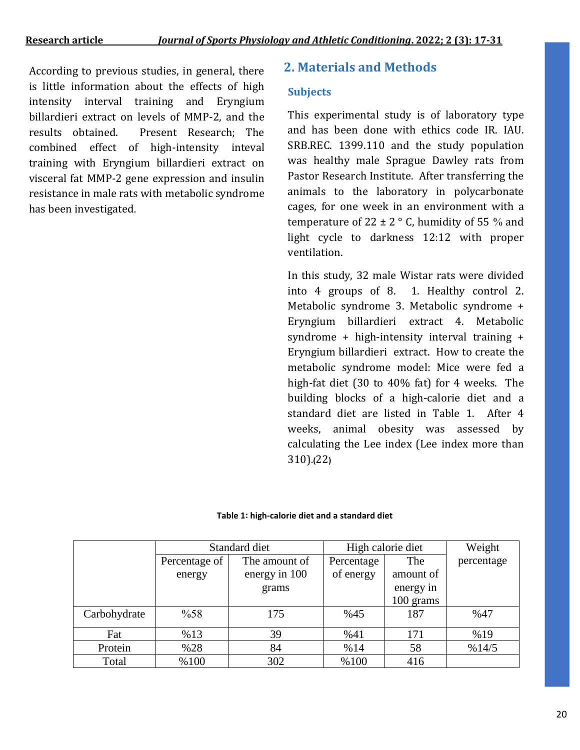According to previous studies, in general, there is little information about the effects of high intensity interval training and Eryngium billardieri extract on levels of MMP-2, and the results obtained. Present Research; The combined effect of high-intensity inteval training with Eryngium billardieri extract on visceral fat MMP-2 gene expression and insulin resistance in male rats with metabolic syndrome has been investigated.

## 2. Materials and Methods

### Subjects

This experimental study is of laboratory type and has been done with ethics code IR. IAU. SRB.REC. 1399.110 and the study population was healthy male Sprague Dawley rats from Pastor Research Institute. After transferring the animals to the laboratory in polycarbonate cages, for one week in an environment with a temperature of 22 ± 2 ° C, humidity of 55 % and light cycle to darkness 12:12 with proper ventilation.

In this study, 32 male Wistar rats were divided into 4 groups of 8. 1. Healthy control 2. Metabolic syndrome 3. Metabolic syndrome + Eryngium billardieri extract 4. Metabolic syndrome + high-intensity interval training + Eryngium billardieri extract. How to create the metabolic syndrome model: Mice were fed a high-fat diet (30 to 40% fat) for 4 weeks. The building blocks of a high-calorie diet and a standard diet are listed in Table 1. After 4 weeks, animal obesity was assessed by calculating the Lee index (Lee index more than 310).(22)

**Table 1: high-calorie diet and a standard diet**

| | Standard diet | | High calorie diet | | Weight percentage |
|---|---|---|---|---|---|
| | Percentage of energy | The amount of energy in 100 grams | Percentage of energy | The amount of energy in 100 grams | |
| Carbohydrate | %58 | 175 | %45 | 187 | %47 |
| Fat | %13 | 39 | %41 | 171 | %19 |
| Protein | %28 | 84 | %14 | 58 | %14/5 |
| Total | %100 | 302 | %100 | 416 | |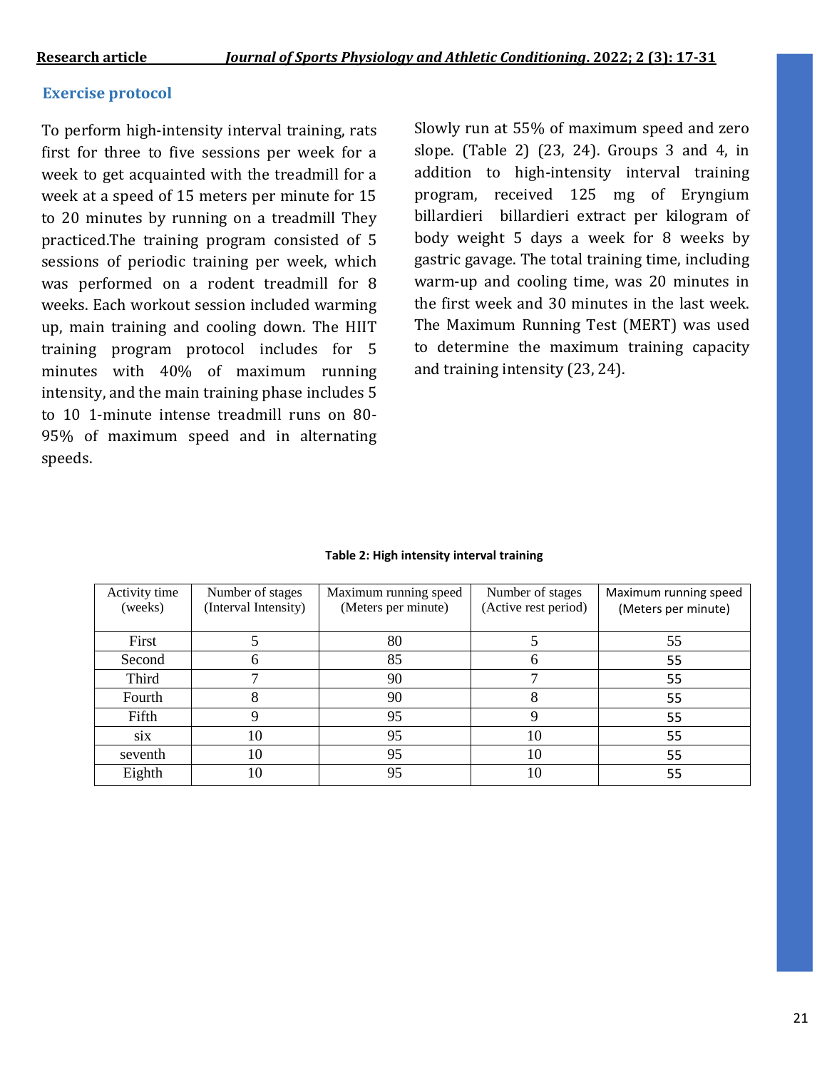### Exercise protocol

To perform high-intensity interval training, rats first for three to five sessions per week for a week to get acquainted with the treadmill for a week at a speed of 15 meters per minute for 15 to 20 minutes by running on a treadmill They practiced.The training program consisted of 5 sessions of periodic training per week, which was performed on a rodent treadmill for 8 weeks. Each workout session included warming up, main training and cooling down. The HIIT training program protocol includes for 5 minutes with 40% of maximum running intensity, and the main training phase includes 5 to 10 1-minute intense treadmill runs on 80-95% of maximum speed and in alternating speeds. Slowly run at 55% of maximum speed and zero slope. (Table 2) (23, 24). Groups 3 and 4, in addition to high-intensity interval training program, received 125 mg of Eryngium billardieri billardieri extract per kilogram of body weight 5 days a week for 8 weeks by gastric gavage. The total training time, including warm-up and cooling time, was 20 minutes in the first week and 30 minutes in the last week. The Maximum Running Test (MERT) was used to determine the maximum training capacity and training intensity (23, 24).

**Table 2: High intensity interval training**

| Activity time (weeks) | Number of stages (Interval Intensity) | Maximum running speed (Meters per minute) | Number of stages (Active rest period) | Maximum running speed (Meters per minute) |
|---|---|---|---|---|
| First | 5 | 80 | 5 | 55 |
| Second | 6 | 85 | 6 | 55 |
| Third | 7 | 90 | 7 | 55 |
| Fourth | 8 | 90 | 8 | 55 |
| Fifth | 9 | 95 | 9 | 55 |
| six | 10 | 95 | 10 | 55 |
| seventh | 10 | 95 | 10 | 55 |
| Eighth | 10 | 95 | 10 | 55 |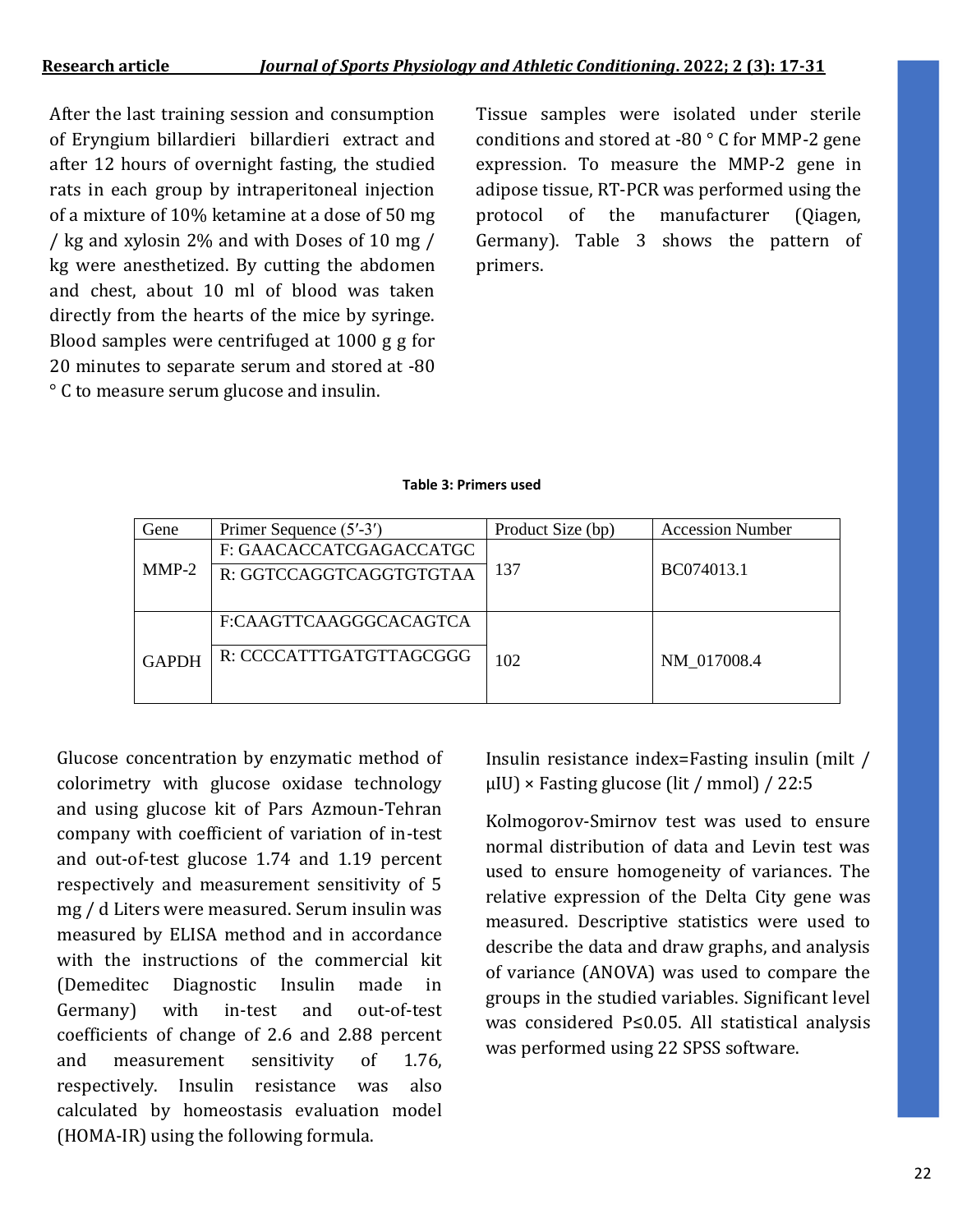After the last training session and consumption of Eryngium billardieri billardieri extract and after 12 hours of overnight fasting, the studied rats in each group by intraperitoneal injection of a mixture of 10% ketamine at a dose of 50 mg / kg and xylosin 2% and with Doses of 10 mg / kg were anesthetized. By cutting the abdomen and chest, about 10 ml of blood was taken directly from the hearts of the mice by syringe. Blood samples were centrifuged at 1000 g g for 20 minutes to separate serum and stored at -80 ° C to measure serum glucose and insulin.

Tissue samples were isolated under sterile conditions and stored at -80 ° C for MMP-2 gene expression. To measure the MMP-2 gene in adipose tissue, RT-PCR was performed using the protocol of the manufacturer (Qiagen, Germany). Table 3 shows the pattern of primers.

**Table 3: Primers used**

| Gene | Primer Sequence (5′-3′) | Product Size (bp) | Accession Number |
|---|---|---|---|
| MMP-2 | F: GAACACCATCGAGACCATGC<br>R: GGTCCAGGTCAGGTGTGTAA | 137 | BC074013.1 |
| GAPDH | F:CAAGTTCAAGGGCACAGTCA<br>R: CCCCATTTGATGTTAGCGGG | 102 | NM_017008.4 |

Glucose concentration by enzymatic method of colorimetry with glucose oxidase technology and using glucose kit of Pars Azmoun-Tehran company with coefficient of variation of in-test and out-of-test glucose 1.74 and 1.19 percent respectively and measurement sensitivity of 5 mg / d Liters were measured. Serum insulin was measured by ELISA method and in accordance with the instructions of the commercial kit (Demeditec Diagnostic Insulin made in Germany) with in-test and out-of-test coefficients of change of 2.6 and 2.88 percent and measurement sensitivity of 1.76, respectively. Insulin resistance was also calculated by homeostasis evaluation model (HOMA-IR) using the following formula.

Insulin resistance index=Fasting insulin (milt / μIU) × Fasting glucose (lit / mmol) / 22:5

Kolmogorov-Smirnov test was used to ensure normal distribution of data and Levin test was used to ensure homogeneity of variances. The relative expression of the Delta City gene was measured. Descriptive statistics were used to describe the data and draw graphs, and analysis of variance (ANOVA) was used to compare the groups in the studied variables. Significant level was considered P≤0.05. All statistical analysis was performed using 22 SPSS software.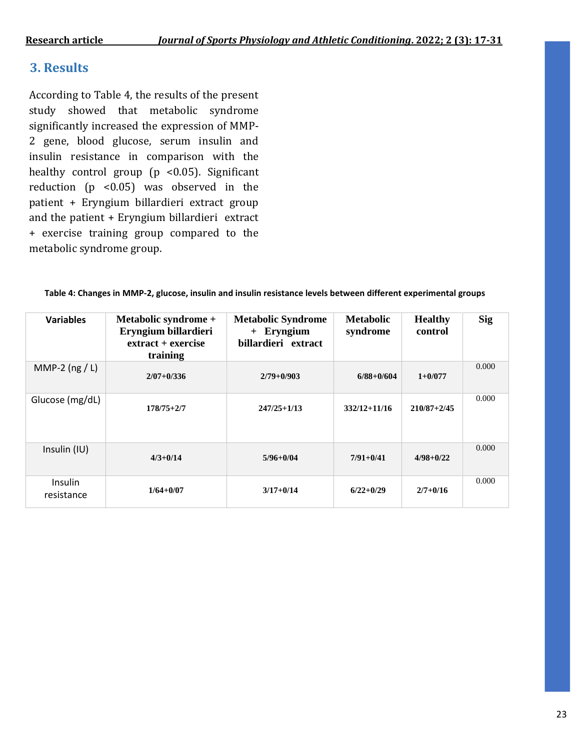## 3. Results

According to Table 4, the results of the present study showed that metabolic syndrome significantly increased the expression of MMP-2 gene, blood glucose, serum insulin and insulin resistance in comparison with the healthy control group (p <0.05). Significant reduction (p <0.05) was observed in the patient + Eryngium billardieri extract group and the patient + Eryngium billardieri extract + exercise training group compared to the metabolic syndrome group.

**Table 4: Changes in MMP-2, glucose, insulin and insulin resistance levels between different experimental groups**

| Variables | Metabolic syndrome + Eryngium billardieri extract + exercise training | Metabolic Syndrome + Eryngium billardieri extract | Metabolic syndrome | Healthy control | Sig |
|---|---|---|---|---|---|
| MMP-2 (ng / L) | 2/07+0/336 | 2/79+0/903 | 6/88+0/604 | 1+0/077 | 0.000 |
| Glucose (mg/dL) | 178/75+2/7 | 247/25+1/13 | 332/12+11/16 | 210/87+2/45 | 0.000 |
| Insulin (IU) | 4/3+0/14 | 5/96+0/04 | 7/91+0/41 | 4/98+0/22 | 0.000 |
| Insulin resistance | 1/64+0/07 | 3/17+0/14 | 6/22+0/29 | 2/7+0/16 | 0.000 |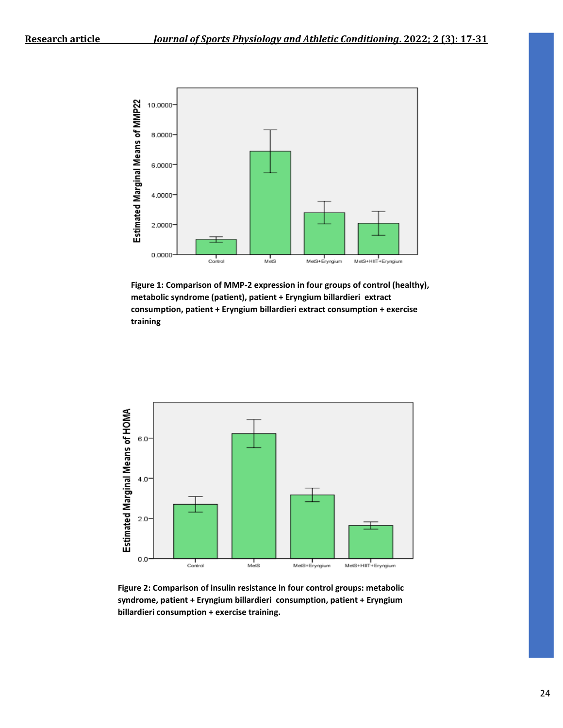**Figure 1: Comparison of MMP-2 expression in four groups of control (healthy), metabolic syndrome (patient), patient + Eryngium billardieri extract consumption, patient + Eryngium billardieri extract consumption + exercise training**

**Figure 2: Comparison of insulin resistance in four control groups: metabolic syndrome, patient + Eryngium billardieri consumption, patient + Eryngium billardieri consumption + exercise training.**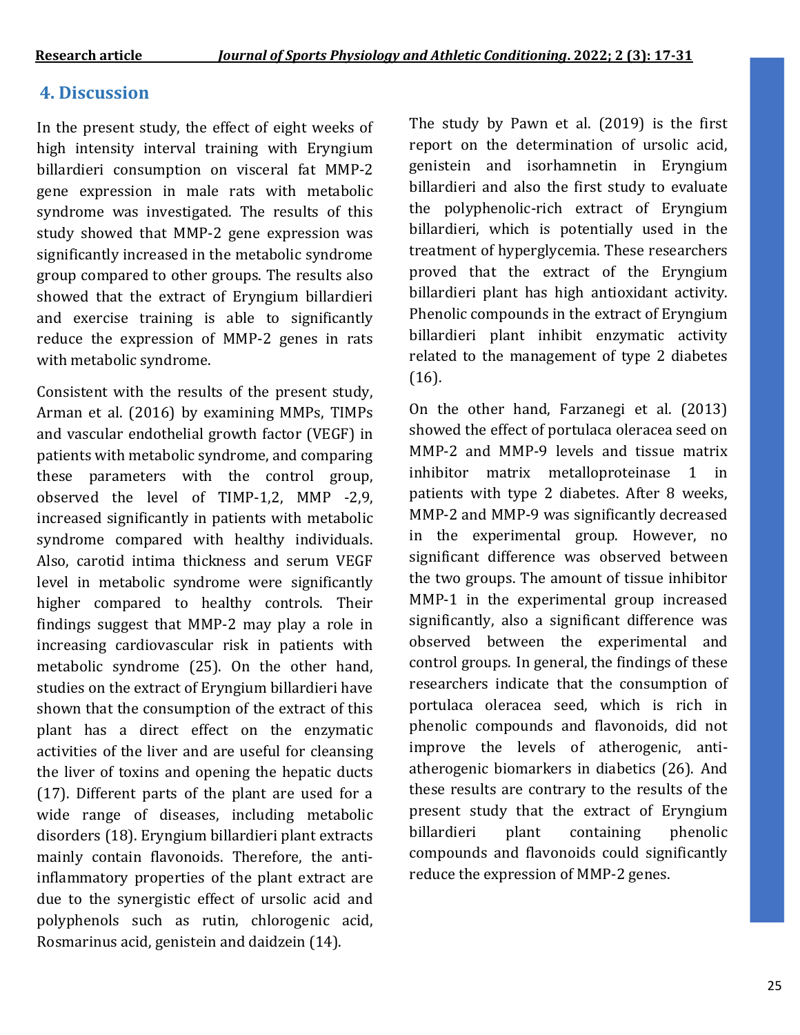## 4. Discussion

In the present study, the effect of eight weeks of high intensity interval training with Eryngium billardieri consumption on visceral fat MMP-2 gene expression in male rats with metabolic syndrome was investigated. The results of this study showed that MMP-2 gene expression was significantly increased in the metabolic syndrome group compared to other groups. The results also showed that the extract of Eryngium billardieri and exercise training is able to significantly reduce the expression of MMP-2 genes in rats with metabolic syndrome.

Consistent with the results of the present study, Arman et al. (2016) by examining MMPs, TIMPs and vascular endothelial growth factor (VEGF) in patients with metabolic syndrome, and comparing these parameters with the control group, observed the level of TIMP-1,2, MMP -2,9, increased significantly in patients with metabolic syndrome compared with healthy individuals. Also, carotid intima thickness and serum VEGF level in metabolic syndrome were significantly higher compared to healthy controls. Their findings suggest that MMP-2 may play a role in increasing cardiovascular risk in patients with metabolic syndrome (25). On the other hand, studies on the extract of Eryngium billardieri have shown that the consumption of the extract of this plant has a direct effect on the enzymatic activities of the liver and are useful for cleansing the liver of toxins and opening the hepatic ducts (17). Different parts of the plant are used for a wide range of diseases, including metabolic disorders (18). Eryngium billardieri plant extracts mainly contain flavonoids. Therefore, the anti-inflammatory properties of the plant extract are due to the synergistic effect of ursolic acid and polyphenols such as rutin, chlorogenic acid, Rosmarinus acid, genistein and daidzein (14).

The study by Pawn et al. (2019) is the first report on the determination of ursolic acid, genistein and isorhamnetin in Eryngium billardieri and also the first study to evaluate the polyphenolic-rich extract of Eryngium billardieri, which is potentially used in the treatment of hyperglycemia. These researchers proved that the extract of the Eryngium billardieri plant has high antioxidant activity. Phenolic compounds in the extract of Eryngium billardieri plant inhibit enzymatic activity related to the management of type 2 diabetes (16).

On the other hand, Farzanegi et al. (2013) showed the effect of portulaca oleracea seed on MMP-2 and MMP-9 levels and tissue matrix inhibitor matrix metalloproteinase 1 in patients with type 2 diabetes. After 8 weeks, MMP-2 and MMP-9 was significantly decreased in the experimental group. However, no significant difference was observed between the two groups. The amount of tissue inhibitor MMP-1 in the experimental group increased significantly, also a significant difference was observed between the experimental and control groups. In general, the findings of these researchers indicate that the consumption of portulaca oleracea seed, which is rich in phenolic compounds and flavonoids, did not improve the levels of atherogenic, anti-atherogenic biomarkers in diabetics (26). And these results are contrary to the results of the present study that the extract of Eryngium billardieri plant containing phenolic compounds and flavonoids could significantly reduce the expression of MMP-2 genes.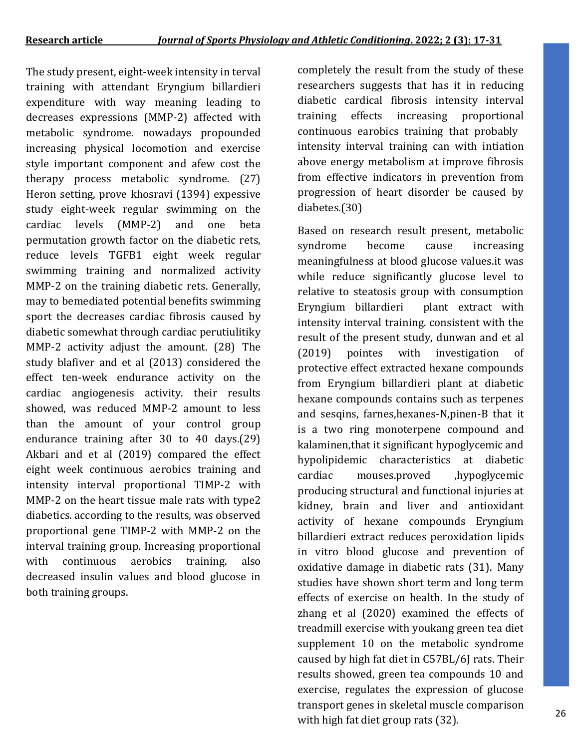The study present, eight-week intensity in terval training with attendant Eryngium billardieri expenditure with way meaning leading to decreases expressions (MMP-2) affected with metabolic syndrome. nowadays propounded increasing physical locomotion and exercise style important component and afew cost the therapy process metabolic syndrome. (27) Heron setting, prove khosravi (1394) expessive study eight-week regular swimming on the cardiac levels (MMP-2) and one beta permutation growth factor on the diabetic rets, reduce levels TGFB1 eight week regular swimming training and normalized activity MMP-2 on the training diabetic rets. Generally, may to bemediated potential benefits swimming sport the decreases cardiac fibrosis caused by diabetic somewhat through cardiac perutiulitiky MMP-2 activity adjust the amount. (28) The study blafiver and et al (2013) considered the effect ten-week endurance activity on the cardiac angiogenesis activity. their results showed, was reduced MMP-2 amount to less than the amount of your control group endurance training after 30 to 40 days.(29) Akbari and et al (2019) compared the effect eight week continuous aerobics training and intensity interval proportional TIMP-2 with MMP-2 on the heart tissue male rats with type2 diabetics. according to the results, was observed proportional gene TIMP-2 with MMP-2 on the interval training group. Increasing proportional with continuous aerobics training. also decreased insulin values and blood glucose in both training groups.

completely the result from the study of these researchers suggests that has it in reducing diabetic cardical fibrosis intensity interval training effects increasing proportional continuous earobics training that probably intensity interval training can with intiation above energy metabolism at improve fibrosis from effective indicators in prevention from progression of heart disorder be caused by diabetes.(30)

Based on research result present, metabolic syndrome become cause increasing meaningfulness at blood glucose values.it was while reduce significantly glucose level to relative to steatosis group with consumption Eryngium billardieri plant extract with intensity interval training. consistent with the result of the present study, dunwan and et al (2019) pointes with investigation of protective effect extracted hexane compounds from Eryngium billardieri plant at diabetic hexane compounds contains such as terpenes and sesqins, farnes,hexanes-N,pinen-B that it is a two ring monoterpene compound and kalaminen,that it significant hypoglycemic and hypolipidemic characteristics at diabetic cardiac mouses.proved ,hypoglycemic producing structural and functional injuries at kidney, brain and liver and antioxidant activity of hexane compounds Eryngium billardieri extract reduces peroxidation lipids in vitro blood glucose and prevention of oxidative damage in diabetic rats (31). Many studies have shown short term and long term effects of exercise on health. In the study of zhang et al (2020) examined the effects of treadmill exercise with youkang green tea diet supplement 10 on the metabolic syndrome caused by high fat diet in C57BL/6J rats. Their results showed, green tea compounds 10 and exercise, regulates the expression of glucose transport genes in skeletal muscle comparison with high fat diet group rats (32).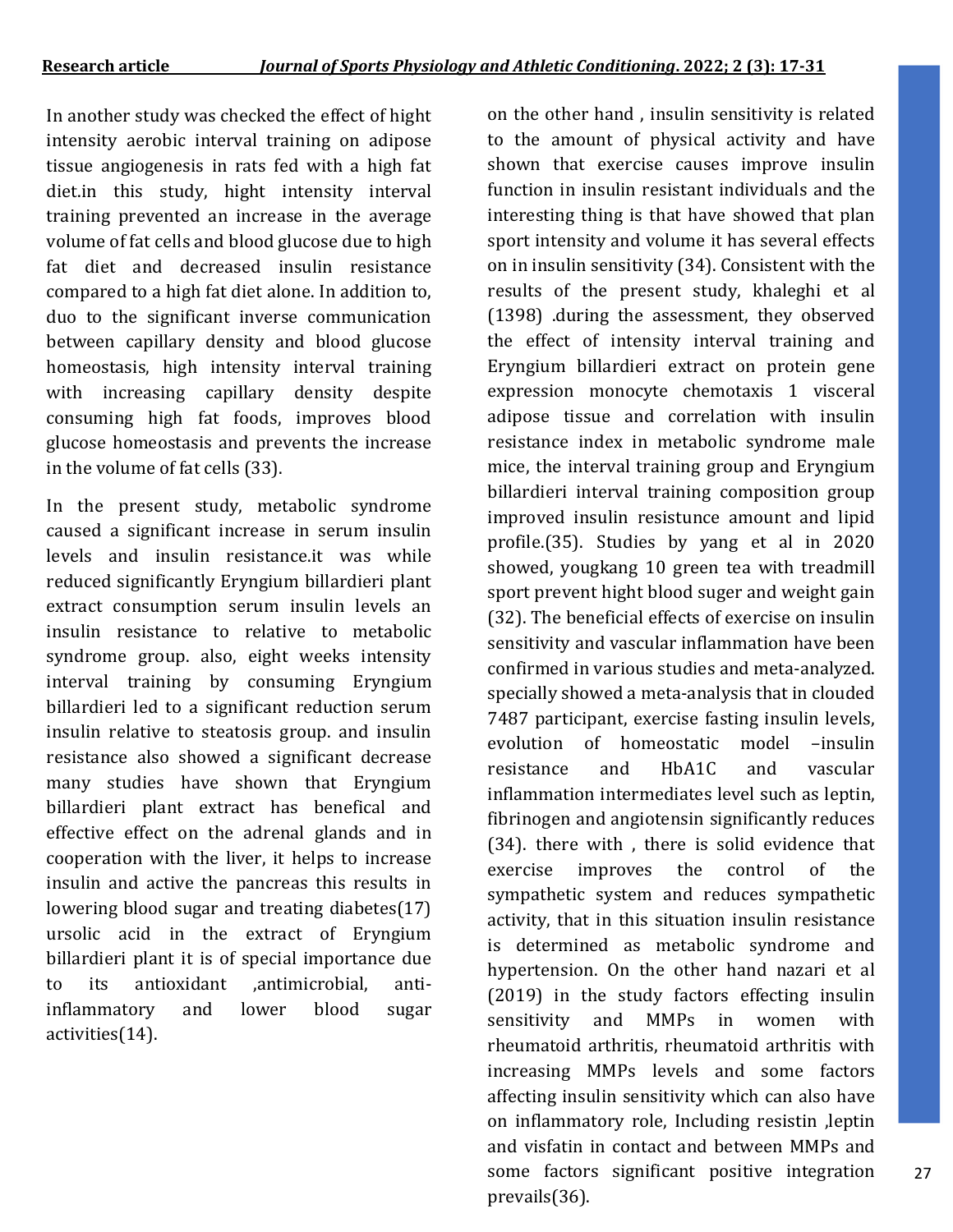In another study was checked the effect of hight intensity aerobic interval training on adipose tissue angiogenesis in rats fed with a high fat diet.in this study, hight intensity interval training prevented an increase in the average volume of fat cells and blood glucose due to high fat diet and decreased insulin resistance compared to a high fat diet alone. In addition to, duo to the significant inverse communication between capillary density and blood glucose homeostasis, high intensity interval training with increasing capillary density despite consuming high fat foods, improves blood glucose homeostasis and prevents the increase in the volume of fat cells (33).

In the present study, metabolic syndrome caused a significant increase in serum insulin levels and insulin resistance.it was while reduced significantly Eryngium billardieri plant extract consumption serum insulin levels an insulin resistance to relative to metabolic syndrome group. also, eight weeks intensity interval training by consuming Eryngium billardieri led to a significant reduction serum insulin relative to steatosis group. and insulin resistance also showed a significant decrease many studies have shown that Eryngium billardieri plant extract has benefical and effective effect on the adrenal glands and in cooperation with the liver, it helps to increase insulin and active the pancreas this results in lowering blood sugar and treating diabetes(17) ursolic acid in the extract of Eryngium billardieri plant it is of special importance due to its antioxidant ,antimicrobial, anti-inflammatory and lower blood sugar activities(14).

on the other hand , insulin sensitivity is related to the amount of physical activity and have shown that exercise causes improve insulin function in insulin resistant individuals and the interesting thing is that have showed that plan sport intensity and volume it has several effects on in insulin sensitivity (34). Consistent with the results of the present study, khaleghi et al (1398) .during the assessment, they observed the effect of intensity interval training and Eryngium billardieri extract on protein gene expression monocyte chemotaxis 1 visceral adipose tissue and correlation with insulin resistance index in metabolic syndrome male mice, the interval training group and Eryngium billardieri interval training composition group improved insulin resistunce amount and lipid profile.(35). Studies by yang et al in 2020 showed, yougkang 10 green tea with treadmill sport prevent hight blood suger and weight gain (32). The beneficial effects of exercise on insulin sensitivity and vascular inflammation have been confirmed in various studies and meta-analyzed. specially showed a meta-analysis that in clouded 7487 participant, exercise fasting insulin levels, evolution of homeostatic model –insulin resistance and HbA1C and vascular inflammation intermediates level such as leptin, fibrinogen and angiotensin significantly reduces (34). there with , there is solid evidence that exercise improves the control of the sympathetic system and reduces sympathetic activity, that in this situation insulin resistance is determined as metabolic syndrome and hypertension. On the other hand nazari et al (2019) in the study factors effecting insulin sensitivity and MMPs in women with rheumatoid arthritis, rheumatoid arthritis with increasing MMPs levels and some factors affecting insulin sensitivity which can also have on inflammatory role, Including resistin ,leptin and visfatin in contact and between MMPs and some factors significant positive integration prevails(36).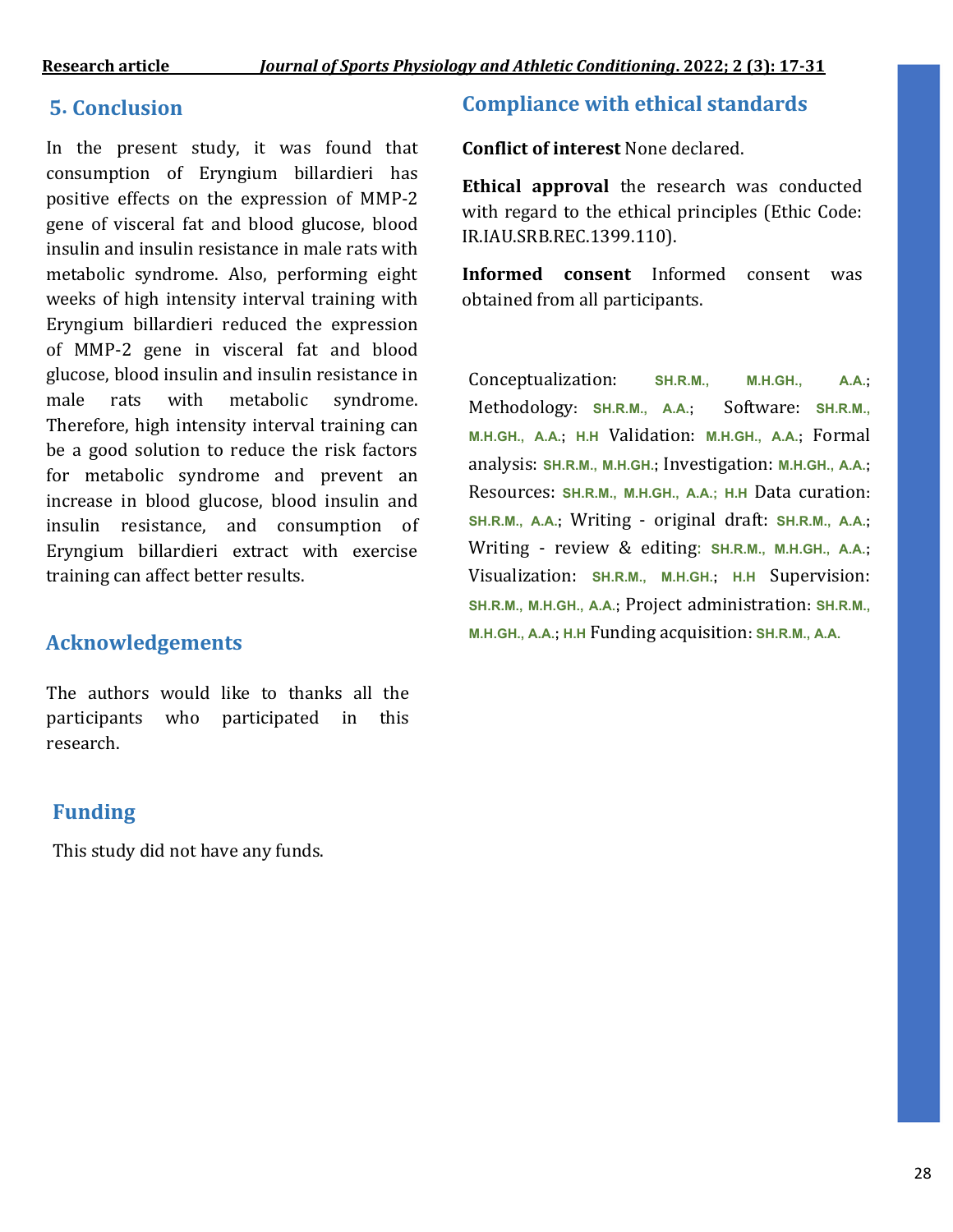## 5. Conclusion

In the present study, it was found that consumption of Eryngium billardieri has positive effects on the expression of MMP-2 gene of visceral fat and blood glucose, blood insulin and insulin resistance in male rats with metabolic syndrome. Also, performing eight weeks of high intensity interval training with Eryngium billardieri reduced the expression of MMP-2 gene in visceral fat and blood glucose, blood insulin and insulin resistance in male rats with metabolic syndrome. Therefore, high intensity interval training can be a good solution to reduce the risk factors for metabolic syndrome and prevent an increase in blood glucose, blood insulin and insulin resistance, and consumption of Eryngium billardieri extract with exercise training can affect better results.

## Acknowledgements

The authors would like to thanks all the participants who participated in this research.

## Funding

This study did not have any funds.

## Compliance with ethical standards

**Conflict of interest** None declared.

**Ethical approval** the research was conducted with regard to the ethical principles (Ethic Code: IR.IAU.SRB.REC.1399.110).

**Informed consent** Informed consent was obtained from all participants.

Conceptualization: SH.R.M., M.H.GH., A.A.; Methodology: SH.R.M., A.A.; Software: SH.R.M., M.H.GH., A.A.; H.H Validation: M.H.GH., A.A.; Formal analysis: SH.R.M., M.H.GH.; Investigation: M.H.GH., A.A.; Resources: SH.R.M., M.H.GH., A.A.; H.H Data curation: SH.R.M., A.A.; Writing - original draft: SH.R.M., A.A.; Writing - review & editing: SH.R.M., M.H.GH., A.A.; Visualization: SH.R.M., M.H.GH.; H.H Supervision: SH.R.M., M.H.GH., A.A.; Project administration: SH.R.M., M.H.GH., A.A.; H.H Funding acquisition: SH.R.M., A.A.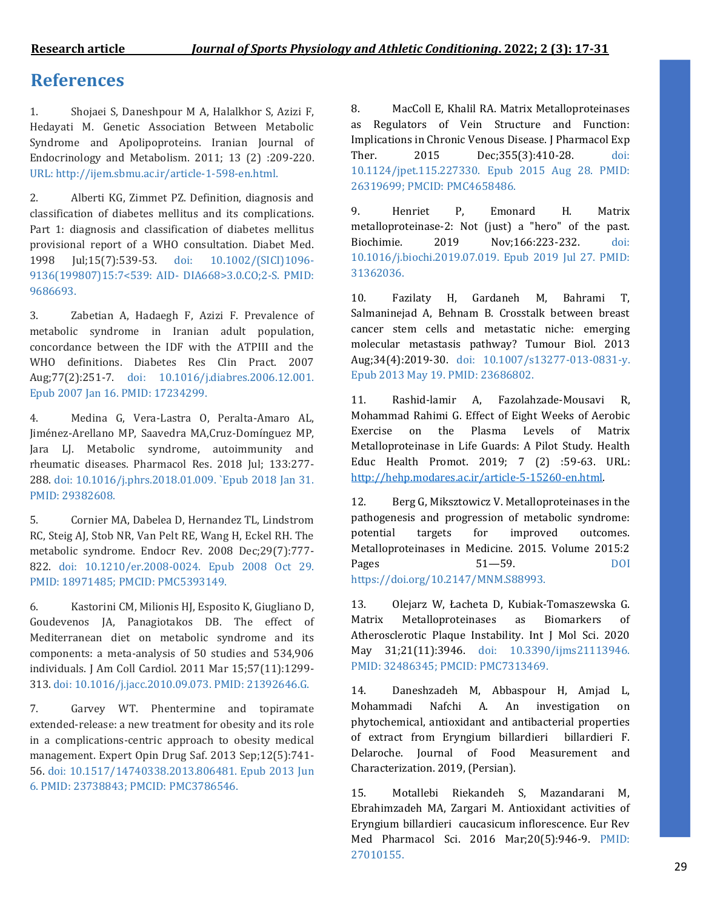# References

1. Shojaei S, Daneshpour M A, Halalkhor S, Azizi F, Hedayati M. Genetic Association Between Metabolic Syndrome and Apolipoproteins. Iranian Journal of Endocrinology and Metabolism. 2011; 13 (2) :209-220. URL: http://ijem.sbmu.ac.ir/article-1-598-en.html.

2. Alberti KG, Zimmet PZ. Definition, diagnosis and classification of diabetes mellitus and its complications. Part 1: diagnosis and classification of diabetes mellitus provisional report of a WHO consultation. Diabet Med. 1998 Jul;15(7):539-53. doi: 10.1002/(SICI)1096-9136(199807)15:7<539: AID- DIA668>3.0.CO;2-S. PMID: 9686693.

3. Zabetian A, Hadaegh F, Azizi F. Prevalence of metabolic syndrome in Iranian adult population, concordance between the IDF with the ATPIII and the WHO definitions. Diabetes Res Clin Pract. 2007 Aug;77(2):251-7. doi: 10.1016/j.diabres.2006.12.001. Epub 2007 Jan 16. PMID: 17234299.

4. Medina G, Vera-Lastra O, Peralta-Amaro AL, Jiménez-Arellano MP, Saavedra MA,Cruz-Domínguez MP, Jara LJ. Metabolic syndrome, autoimmunity and rheumatic diseases. Pharmacol Res. 2018 Jul; 133:277-288. doi: 10.1016/j.phrs.2018.01.009. `Epub 2018 Jan 31. PMID: 29382608.

5. Cornier MA, Dabelea D, Hernandez TL, Lindstrom RC, Steig AJ, Stob NR, Van Pelt RE, Wang H, Eckel RH. The metabolic syndrome. Endocr Rev. 2008 Dec;29(7):777-822. doi: 10.1210/er.2008-0024. Epub 2008 Oct 29. PMID: 18971485; PMCID: PMC5393149.

6. Kastorini CM, Milionis HJ, Esposito K, Giugliano D, Goudevenos JA, Panagiotakos DB. The effect of Mediterranean diet on metabolic syndrome and its components: a meta-analysis of 50 studies and 534,906 individuals. J Am Coll Cardiol. 2011 Mar 15;57(11):1299-313. doi: 10.1016/j.jacc.2010.09.073. PMID: 21392646.G.

7. Garvey WT. Phentermine and topiramate extended-release: a new treatment for obesity and its role in a complications-centric approach to obesity medical management. Expert Opin Drug Saf. 2013 Sep;12(5):741-56. doi: 10.1517/14740338.2013.806481. Epub 2013 Jun 6. PMID: 23738843; PMCID: PMC3786546.

8. MacColl E, Khalil RA. Matrix Metalloproteinases as Regulators of Vein Structure and Function: Implications in Chronic Venous Disease. J Pharmacol Exp Ther. 2015 Dec;355(3):410-28. doi: 10.1124/jpet.115.227330. Epub 2015 Aug 28. PMID: 26319699; PMCID: PMC4658486.

9. Henriet P, Emonard H. Matrix metalloproteinase-2: Not (just) a "hero" of the past. Biochimie. 2019 Nov;166:223-232. doi: 10.1016/j.biochi.2019.07.019. Epub 2019 Jul 27. PMID: 31362036.

10. Fazilaty H, Gardaneh M, Bahrami T, Salmaninejad A, Behnam B. Crosstalk between breast cancer stem cells and metastatic niche: emerging molecular metastasis pathway? Tumour Biol. 2013 Aug;34(4):2019-30. doi: 10.1007/s13277-013-0831-y. Epub 2013 May 19. PMID: 23686802.

11. Rashid-lamir A, Fazolahzade-Mousavi R, Mohammad Rahimi G. Effect of Eight Weeks of Aerobic Exercise on the Plasma Levels of Matrix Metalloproteinase in Life Guards: A Pilot Study. Health Educ Health Promot. 2019; 7 (2) :59-63. URL: http://hehp.modares.ac.ir/article-5-15260-en.html.

12. Berg G, Miksztowicz V. Metalloproteinases in the pathogenesis and progression of metabolic syndrome: potential targets for improved outcomes. Metalloproteinases in Medicine. 2015. Volume 2015:2 Pages 51—59. DOI https://doi.org/10.2147/MNM.S88993.

13. Olejarz W, Łacheta D, Kubiak-Tomaszewska G. Matrix Metalloproteinases as Biomarkers of Atherosclerotic Plaque Instability. Int J Mol Sci. 2020 May 31;21(11):3946. doi: 10.3390/ijms21113946. PMID: 32486345; PMCID: PMC7313469.

14. Daneshzadeh M, Abbaspour H, Amjad L, Mohammadi Nafchi A. An investigation on phytochemical, antioxidant and antibacterial properties of extract from Eryngium billardieri billardieri F. Delaroche. Journal of Food Measurement and Characterization. 2019, (Persian).

15. Motallebi Riekandeh S, Mazandarani M, Ebrahimzadeh MA, Zargari M. Antioxidant activities of Eryngium billardieri caucasicum inflorescence. Eur Rev Med Pharmacol Sci. 2016 Mar;20(5):946-9. PMID: 27010155.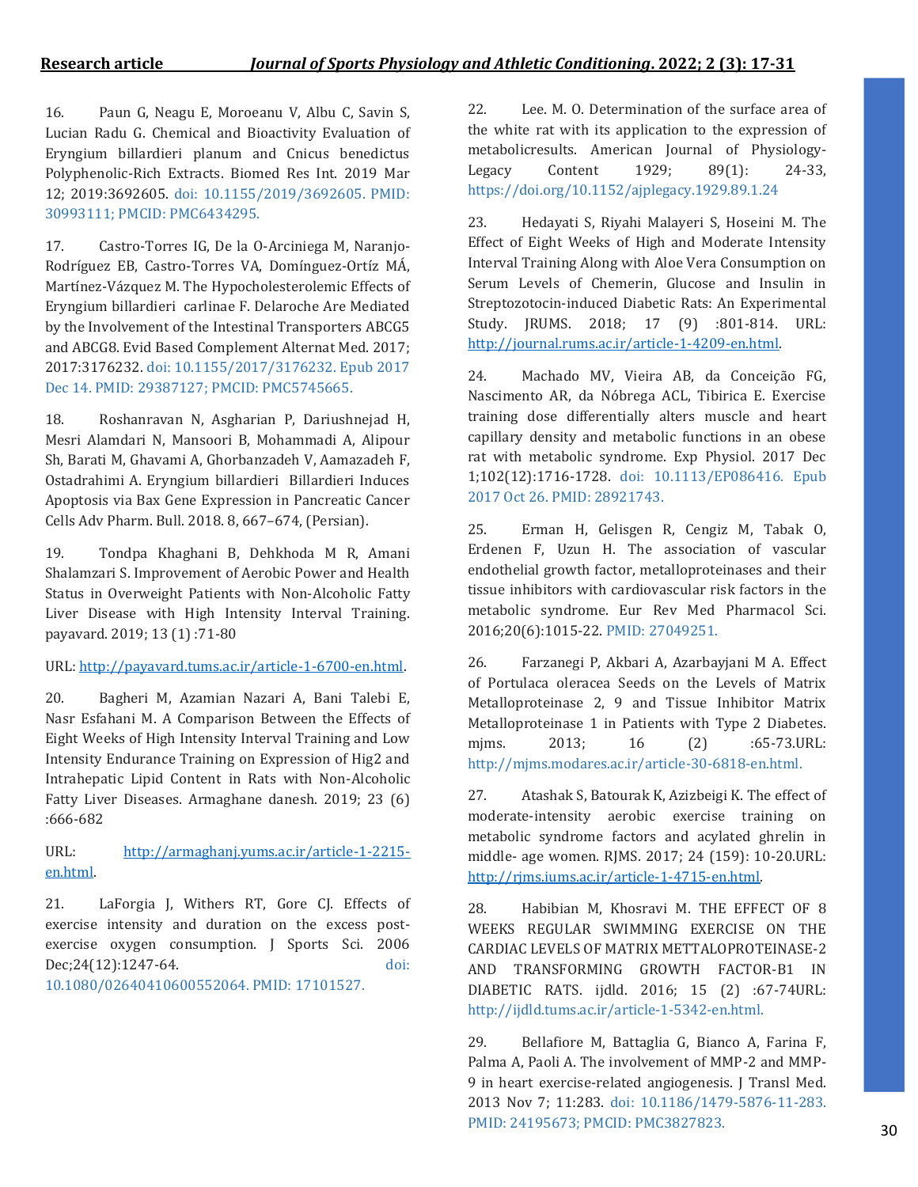16. Paun G, Neagu E, Moroeanu V, Albu C, Savin S, Lucian Radu G. Chemical and Bioactivity Evaluation of Eryngium billardieri planum and Cnicus benedictus Polyphenolic-Rich Extracts. Biomed Res Int. 2019 Mar 12; 2019:3692605. doi: 10.1155/2019/3692605. PMID: 30993111; PMCID: PMC6434295.

17. Castro-Torres IG, De la O-Arciniega M, Naranjo-Rodríguez EB, Castro-Torres VA, Domínguez-Ortíz MÁ, Martínez-Vázquez M. The Hypocholesterolemic Effects of Eryngium billardieri carlinae F. Delaroche Are Mediated by the Involvement of the Intestinal Transporters ABCG5 and ABCG8. Evid Based Complement Alternat Med. 2017; 2017:3176232. doi: 10.1155/2017/3176232. Epub 2017 Dec 14. PMID: 29387127; PMCID: PMC5745665.

18. Roshanravan N, Asgharian P, Dariushnejad H, Mesri Alamdari N, Mansoori B, Mohammadi A, Alipour Sh, Barati M, Ghavami A, Ghorbanzadeh V, Aamazadeh F, Ostadrahimi A. Eryngium billardieri Billardieri Induces Apoptosis via Bax Gene Expression in Pancreatic Cancer Cells Adv Pharm. Bull. 2018. 8, 667–674, (Persian).

19. Tondpa Khaghani B, Dehkhoda M R, Amani Shalamzari S. Improvement of Aerobic Power and Health Status in Overweight Patients with Non-Alcoholic Fatty Liver Disease with High Intensity Interval Training. payavard. 2019; 13 (1) :71-80

URL: http://payavard.tums.ac.ir/article-1-6700-en.html.

20. Bagheri M, Azamian Nazari A, Bani Talebi E, Nasr Esfahani M. A Comparison Between the Effects of Eight Weeks of High Intensity Interval Training and Low Intensity Endurance Training on Expression of Hig2 and Intrahepatic Lipid Content in Rats with Non-Alcoholic Fatty Liver Diseases. Armaghane danesh. 2019; 23 (6) :666-682

URL: http://armaghanj.yums.ac.ir/article-1-2215-en.html.

21. LaForgia J, Withers RT, Gore CJ. Effects of exercise intensity and duration on the excess post-exercise oxygen consumption. J Sports Sci. 2006 Dec;24(12):1247-64. doi: 10.1080/02640410600552064. PMID: 17101527.

22. Lee. M. O. Determination of the surface area of the white rat with its application to the expression of metabolicresults. American Journal of Physiology-Legacy Content 1929; 89(1): 24-33, https://doi.org/10.1152/ajplegacy.1929.89.1.24

23. Hedayati S, Riyahi Malayeri S, Hoseini M. The Effect of Eight Weeks of High and Moderate Intensity Interval Training Along with Aloe Vera Consumption on Serum Levels of Chemerin, Glucose and Insulin in Streptozotocin-induced Diabetic Rats: An Experimental Study. JRUMS. 2018; 17 (9) :801-814. URL: http://journal.rums.ac.ir/article-1-4209-en.html.

24. Machado MV, Vieira AB, da Conceição FG, Nascimento AR, da Nóbrega ACL, Tibirica E. Exercise training dose differentially alters muscle and heart capillary density and metabolic functions in an obese rat with metabolic syndrome. Exp Physiol. 2017 Dec 1;102(12):1716-1728. doi: 10.1113/EP086416. Epub 2017 Oct 26. PMID: 28921743.

25. Erman H, Gelisgen R, Cengiz M, Tabak O, Erdenen F, Uzun H. The association of vascular endothelial growth factor, metalloproteinases and their tissue inhibitors with cardiovascular risk factors in the metabolic syndrome. Eur Rev Med Pharmacol Sci. 2016;20(6):1015-22. PMID: 27049251.

26. Farzanegi P, Akbari A, Azarbayjani M A. Effect of Portulaca oleracea Seeds on the Levels of Matrix Metalloproteinase 2, 9 and Tissue Inhibitor Matrix Metalloproteinase 1 in Patients with Type 2 Diabetes. mjms. 2013; 16 (2) :65-73.URL: http://mjms.modares.ac.ir/article-30-6818-en.html.

27. Atashak S, Batourak K, Azizbeigi K. The effect of moderate-intensity aerobic exercise training on metabolic syndrome factors and acylated ghrelin in middle- age women. RJMS. 2017; 24 (159): 10-20.URL: http://rjms.iums.ac.ir/article-1-4715-en.html.

28. Habibian M, Khosravi M. THE EFFECT OF 8 WEEKS REGULAR SWIMMING EXERCISE ON THE CARDIAC LEVELS OF MATRIX METTALOPROTEINASE-2 AND TRANSFORMING GROWTH FACTOR-B1 IN DIABETIC RATS. ijdld. 2016; 15 (2) :67-74URL: http://ijdld.tums.ac.ir/article-1-5342-en.html.

29. Bellafiore M, Battaglia G, Bianco A, Farina F, Palma A, Paoli A. The involvement of MMP-2 and MMP-9 in heart exercise-related angiogenesis. J Transl Med. 2013 Nov 7; 11:283. doi: 10.1186/1479-5876-11-283. PMID: 24195673; PMCID: PMC3827823.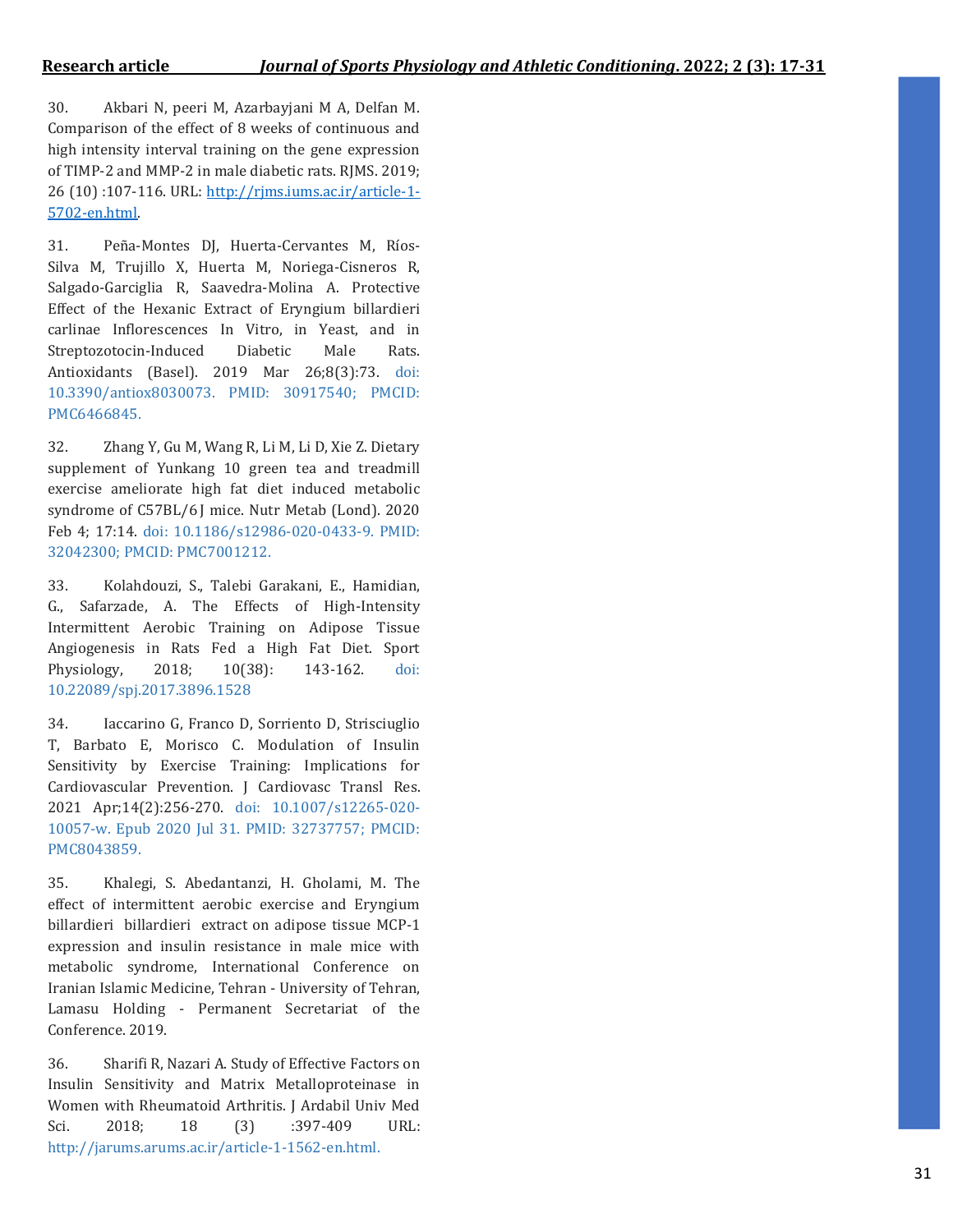30. Akbari N, peeri M, Azarbayjani M A, Delfan M. Comparison of the effect of 8 weeks of continuous and high intensity interval training on the gene expression of TIMP-2 and MMP-2 in male diabetic rats. RJMS. 2019; 26 (10) :107-116. URL: http://rjms.iums.ac.ir/article-1-5702-en.html.

31. Peña-Montes DJ, Huerta-Cervantes M, Ríos-Silva M, Trujillo X, Huerta M, Noriega-Cisneros R, Salgado-Garciglia R, Saavedra-Molina A. Protective Effect of the Hexanic Extract of Eryngium billardieri carlinae Inflorescences In Vitro, in Yeast, and in Streptozotocin-Induced Diabetic Male Rats. Antioxidants (Basel). 2019 Mar 26;8(3):73. doi: 10.3390/antiox8030073. PMID: 30917540; PMCID: PMC6466845.

32. Zhang Y, Gu M, Wang R, Li M, Li D, Xie Z. Dietary supplement of Yunkang 10 green tea and treadmill exercise ameliorate high fat diet induced metabolic syndrome of C57BL/6 J mice. Nutr Metab (Lond). 2020 Feb 4; 17:14. doi: 10.1186/s12986-020-0433-9. PMID: 32042300; PMCID: PMC7001212.

33. Kolahdouzi, S., Talebi Garakani, E., Hamidian, G., Safarzade, A. The Effects of High-Intensity Intermittent Aerobic Training on Adipose Tissue Angiogenesis in Rats Fed a High Fat Diet. Sport Physiology, 2018; 10(38): 143-162. doi: 10.22089/spj.2017.3896.1528

34. Iaccarino G, Franco D, Sorriento D, Strisciuglio T, Barbato E, Morisco C. Modulation of Insulin Sensitivity by Exercise Training: Implications for Cardiovascular Prevention. J Cardiovasc Transl Res. 2021 Apr;14(2):256-270. doi: 10.1007/s12265-020-10057-w. Epub 2020 Jul 31. PMID: 32737757; PMCID: PMC8043859.

35. Khalegi, S. Abedantanzi, H. Gholami, M. The effect of intermittent aerobic exercise and Eryngium billardieri billardieri extract on adipose tissue MCP-1 expression and insulin resistance in male mice with metabolic syndrome, International Conference on Iranian Islamic Medicine, Tehran - University of Tehran, Lamasu Holding - Permanent Secretariat of the Conference. 2019.

36. Sharifi R, Nazari A. Study of Effective Factors on Insulin Sensitivity and Matrix Metalloproteinase in Women with Rheumatoid Arthritis. J Ardabil Univ Med Sci. 2018; 18 (3) :397-409 URL: http://jarums.arums.ac.ir/article-1-1562-en.html.